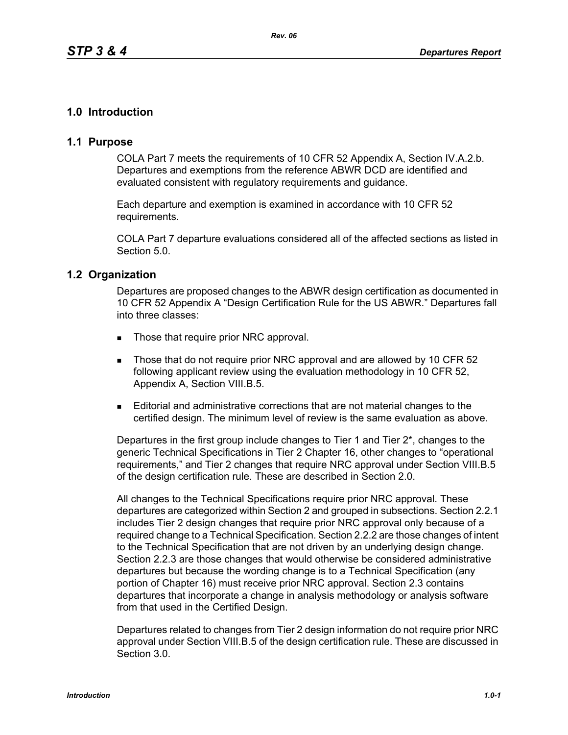# 1.0 Introduction

## 1.1 Purpose

COLA Part 7 meets the requirements of 10 CFR 52 Appendix A, Section IV.A.2.b. Departures and exemptions from the reference ABWR DCD are identified and evaluated consistent with regulatory requirements and guidance.

Each departure and exemption is examined in accordance with 10 CFR 52 requirements.

COLA Part 7 departure evaluations considered all of the affected sections as listed in Section 5.0.

## 1.2 Organization

Departures are proposed changes to the ABWR design certification as documented in 10 CFR 52 Appendix A “Design Certification Rule for the US ABWR.” Departures fall into three classes:

- Those that require prior NRC approval.
- Those that do not require prior NRC approval and are allowed by 10 CFR 52 following applicant review using the evaluation methodology in 10 CFR 52, Appendix A, Section VIII.B.5.
- Editorial and administrative corrections that are not material changes to the certified design. The minimum level of review is the same evaluation as above.

Departures in the first group include changes to Tier 1 and Tier 2*, changes to the generic Technical Specifications in Tier 2 Chapter 16, other changes to “operational requirements,” and Tier 2 changes that require NRC approval under Section VIII.B.5 of the design certification rule. These are described in Section 2.0.

All changes to the Technical Specifications require prior NRC approval. These departures are categorized within Section 2 and grouped in subsections. Section 2.2.1 includes Tier 2 design changes that require prior NRC approval only because of a required change to a Technical Specification. Section 2.2.2 are those changes of intent to the Technical Specification that are not driven by an underlying design change. Section 2.2.3 are those changes that would otherwise be considered administrative departures but because the wording change is to a Technical Specification (any portion of Chapter 16) must receive prior NRC approval. Section 2.3 contains departures that incorporate a change in analysis methodology or analysis software from that used in the Certified Design.

Departures related to changes from Tier 2 design information do not require prior NRC approval under Section VIII.B.5 of the design certification rule. These are discussed in Section 3.0.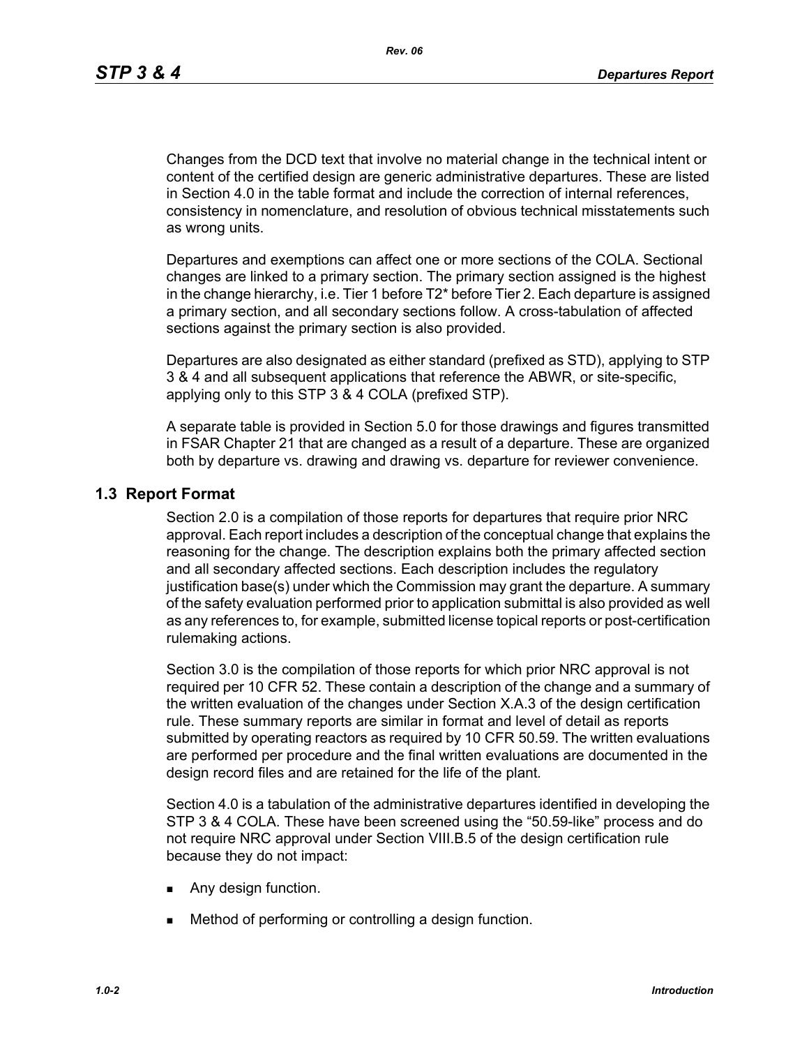Changes from the DCD text that involve no material change in the technical intent or content of the certified design are generic administrative departures. These are listed in Section 4.0 in the table format and include the correction of internal references, consistency in nomenclature, and resolution of obvious technical misstatements such as wrong units.

Departures and exemptions can affect one or more sections of the COLA. Sectional changes are linked to a primary section. The primary section assigned is the highest in the change hierarchy, i.e. Tier 1 before T2* before Tier 2. Each departure is assigned a primary section, and all secondary sections follow. A cross-tabulation of affected sections against the primary section is also provided.

Departures are also designated as either standard (prefixed as STD), applying to STP 3 & 4 and all subsequent applications that reference the ABWR, or site-specific, applying only to this STP 3 & 4 COLA (prefixed STP).

A separate table is provided in Section 5.0 for those drawings and figures transmitted in FSAR Chapter 21 that are changed as a result of a departure. These are organized both by departure vs. drawing and drawing vs. departure for reviewer convenience.

## 1.3 Report Format

Section 2.0 is a compilation of those reports for departures that require prior NRC approval. Each report includes a description of the conceptual change that explains the reasoning for the change. The description explains both the primary affected section and all secondary affected sections. Each description includes the regulatory justification base(s) under which the Commission may grant the departure. A summary of the safety evaluation performed prior to application submittal is also provided as well as any references to, for example, submitted license topical reports or post-certification rulemaking actions.

Section 3.0 is the compilation of those reports for which prior NRC approval is not required per 10 CFR 52. These contain a description of the change and a summary of the written evaluation of the changes under Section X.A.3 of the design certification rule. These summary reports are similar in format and level of detail as reports submitted by operating reactors as required by 10 CFR 50.59. The written evaluations are performed per procedure and the final written evaluations are documented in the design record files and are retained for the life of the plant.

Section 4.0 is a tabulation of the administrative departures identified in developing the STP 3 & 4 COLA. These have been screened using the "50.59-like" process and do not require NRC approval under Section VIII.B.5 of the design certification rule because they do not impact:

- Any design function.
- Method of performing or controlling a design function.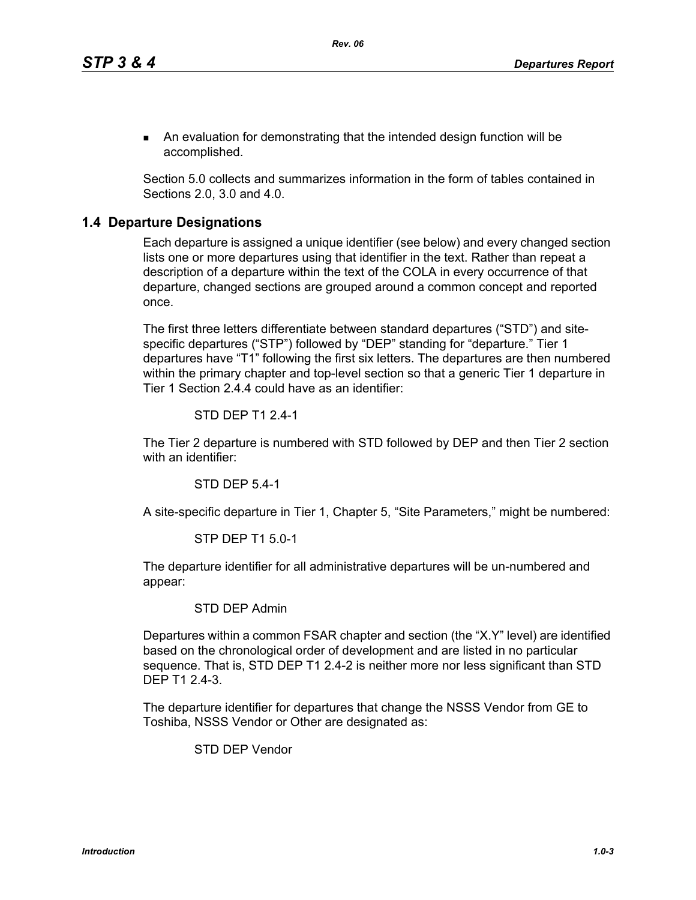- An evaluation for demonstrating that the intended design function will be accomplished.

Section 5.0 collects and summarizes information in the form of tables contained in Sections 2.0, 3.0 and 4.0.

## 1.4 Departure Designations

Each departure is assigned a unique identifier (see below) and every changed section lists one or more departures using that identifier in the text. Rather than repeat a description of a departure within the text of the COLA in every occurrence of that departure, changed sections are grouped around a common concept and reported once.

The first three letters differentiate between standard departures (“STD”) and site-specific departures (“STP”) followed by “DEP” standing for “departure.” Tier 1 departures have “T1” following the first six letters. The departures are then numbered within the primary chapter and top-level section so that a generic Tier 1 departure in Tier 1 Section 2.4.4 could have as an identifier:

STD DEP T1 2.4-1

The Tier 2 departure is numbered with STD followed by DEP and then Tier 2 section with an identifier:

STD DEP 5.4-1

A site-specific departure in Tier 1, Chapter 5, “Site Parameters,” might be numbered:

STP DEP T1 5.0-1

The departure identifier for all administrative departures will be un-numbered and appear:

STD DEP Admin

Departures within a common FSAR chapter and section (the “X.Y” level) are identified based on the chronological order of development and are listed in no particular sequence. That is, STD DEP T1 2.4-2 is neither more nor less significant than STD DEP T1 2.4-3.

The departure identifier for departures that change the NSSS Vendor from GE to Toshiba, NSSS Vendor or Other are designated as:

STD DEP Vendor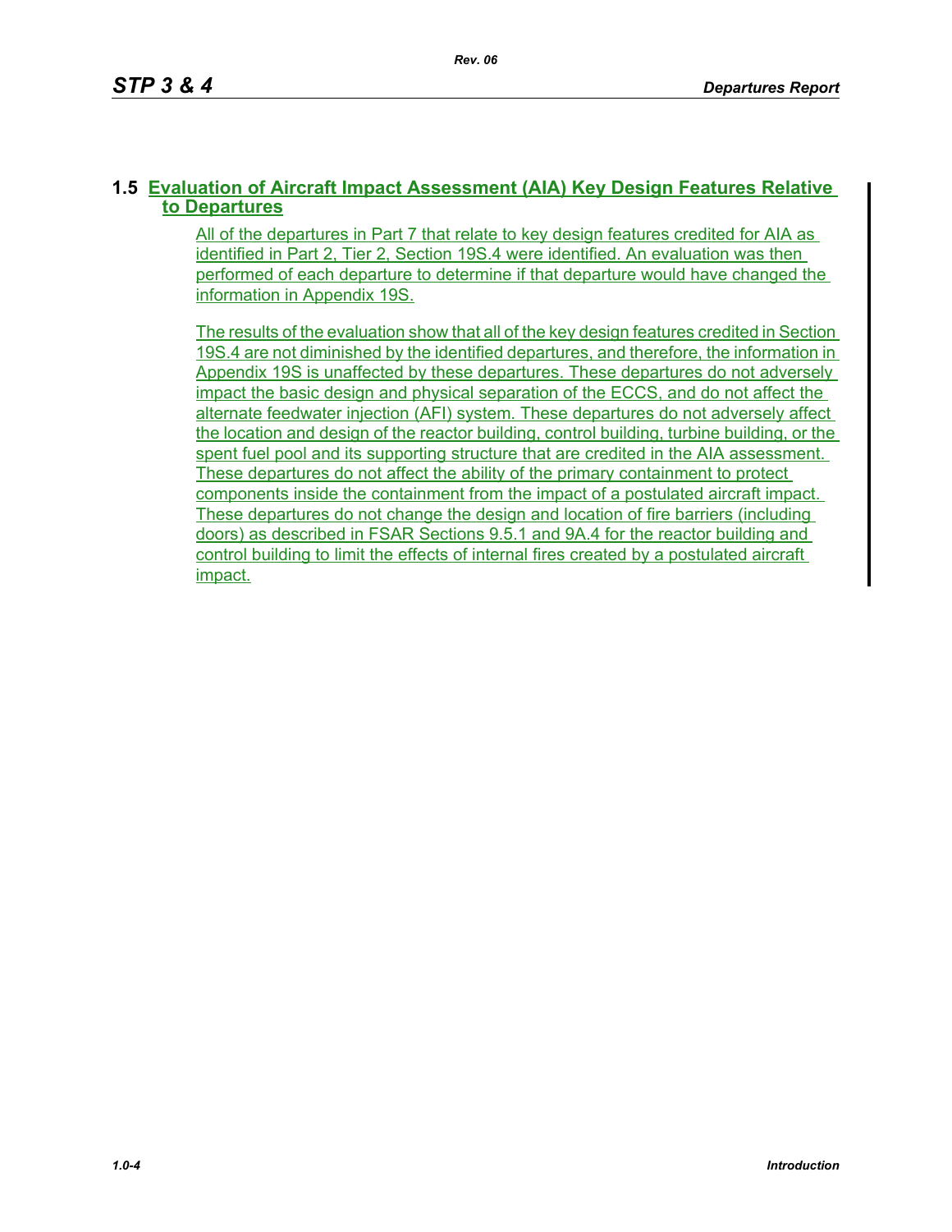## 1.5 Evaluation of Aircraft Impact Assessment (AIA) Key Design Features Relative to Departures

All of the departures in Part 7 that relate to key design features credited for AIA as identified in Part 2, Tier 2, Section 19S.4 were identified. An evaluation was then performed of each departure to determine if that departure would have changed the information in Appendix 19S.

The results of the evaluation show that all of the key design features credited in Section 19S.4 are not diminished by the identified departures, and therefore, the information in Appendix 19S is unaffected by these departures. These departures do not adversely impact the basic design and physical separation of the ECCS, and do not affect the alternate feedwater injection (AFI) system. These departures do not adversely affect the location and design of the reactor building, control building, turbine building, or the spent fuel pool and its supporting structure that are credited in the AIA assessment. These departures do not affect the ability of the primary containment to protect components inside the containment from the impact of a postulated aircraft impact. These departures do not change the design and location of fire barriers (including doors) as described in FSAR Sections 9.5.1 and 9A.4 for the reactor building and control building to limit the effects of internal fires created by a postulated aircraft impact.